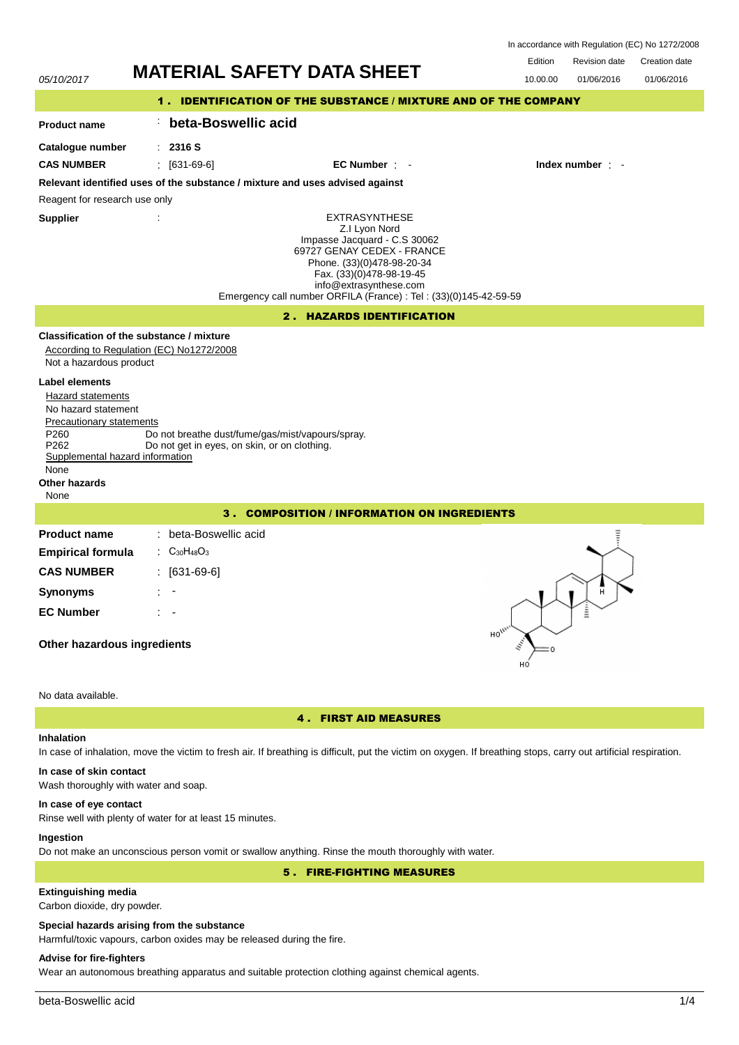In accordance with Regulation (EC) No 1272/2008

05/10/2017

# MATERIAL SAFETY DATA SHEET

| Edition | Revision date | Creation date |
|---|---|---|
| 10.00.00 | 01/06/2016 | 01/06/2016 |

## 1 . IDENTIFICATION OF THE SUBSTANCE / MIXTURE AND OF THE COMPANY

**Product name** : **beta-Boswellic acid**

**Catalogue number** : **2316 S**

**CAS NUMBER** : [631-69-6] **EC Number** : - **Index number** : -

**Relevant identified uses of the substance / mixture and uses advised against**

Reagent for research use only

**Supplier** :

EXTRASYNTHESE
Z.I Lyon Nord
Impasse Jacquard - C.S 30062
69727 GENAY CEDEX - FRANCE
Phone. (33)(0)478-98-20-34
Fax. (33)(0)478-98-19-45
info@extrasynthese.com
Emergency call number ORFILA (France) : Tel : (33)(0)145-42-59-59

## 2 . HAZARDS IDENTIFICATION

**Classification of the substance / mixture**

According to Regulation (EC) No1272/2008

Not a hazardous product

**Label elements**

Hazard statements

No hazard statement

Precautionary statements

P260 Do not breathe dust/fume/gas/mist/vapours/spray.
P262 Do not get in eyes, on skin, or on clothing.

Supplemental hazard information

None

**Other hazards**

None

## 3 . COMPOSITION / INFORMATION ON INGREDIENTS

**Product name** : beta-Boswellic acid

**Empirical formula** : $C_{30}H_{48}O_3$

**CAS NUMBER** : [631-69-6]

**Synonyms** : -

**EC Number** : -

**Other hazardous ingredients**

No data available.

## 4 . FIRST AID MEASURES

**Inhalation**

In case of inhalation, move the victim to fresh air. If breathing is difficult, put the victim on oxygen. If breathing stops, carry out artificial respiration.

**In case of skin contact**

Wash thoroughly with water and soap.

**In case of eye contact**

Rinse well with plenty of water for at least 15 minutes.

**Ingestion**

Do not make an unconscious person vomit or swallow anything. Rinse the mouth thoroughly with water.

## 5 . FIRE-FIGHTING MEASURES

**Extinguishing media**

Carbon dioxide, dry powder.

**Special hazards arising from the substance**

Harmful/toxic vapours, carbon oxides may be released during the fire.

**Advise for fire-fighters**

Wear an autonomous breathing apparatus and suitable protection clothing against chemical agents.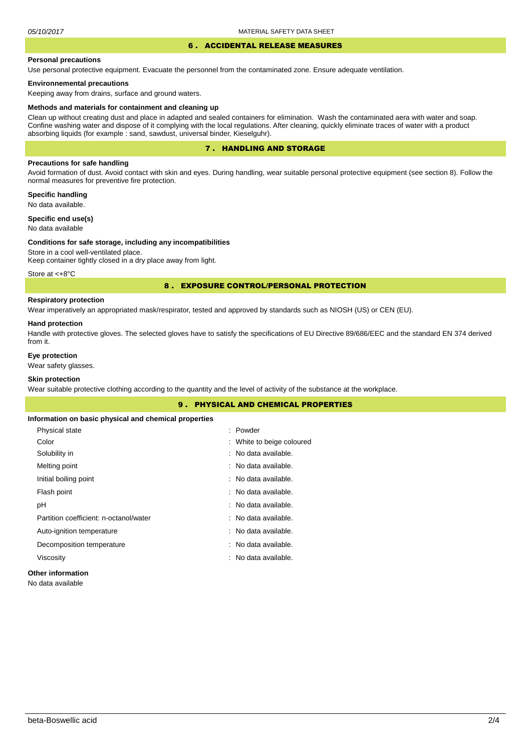## 6 . ACCIDENTAL RELEASE MEASURES

**Personal precautions**

Use personal protective equipment. Evacuate the personnel from the contaminated zone. Ensure adequate ventilation.

**Environnemental precautions**

Keeping away from drains, surface and ground waters.

**Methods and materials for containment and cleaning up**

Clean up without creating dust and place in adapted and sealed containers for elimination. Wash the contaminated aera with water and soap. Confine washing water and dispose of it complying with the local regulations. After cleaning, quickly eliminate traces of water with a product absorbing liquids (for example : sand, sawdust, universal binder, Kieselguhr).

## 7 . HANDLING AND STORAGE

**Precautions for safe handling**

Avoid formation of dust. Avoid contact with skin and eyes. During handling, wear suitable personal protective equipment (see section 8). Follow the normal measures for preventive fire protection.

**Specific handling**

No data available.

**Specific end use(s)**

No data available

**Conditions for safe storage, including any incompatibilities**

Store in a cool well-ventilated place.
Keep container tightly closed in a dry place away from light.

Store at <+8°C

## 8 . EXPOSURE CONTROL/PERSONAL PROTECTION

**Respiratory protection**

Wear imperatively an appropriated mask/respirator, tested and approved by standards such as NIOSH (US) or CEN (EU).

**Hand protection**

Handle with protective gloves. The selected gloves have to satisfy the specifications of EU Directive 89/686/EEC and the standard EN 374 derived from it.

**Eye protection**

Wear safety glasses.

**Skin protection**

Wear suitable protective clothing according to the quantity and the level of activity of the substance at the workplace.

## 9 . PHYSICAL AND CHEMICAL PROPERTIES

**Information on basic physical and chemical properties**

| | |
|---|---|
| Physical state | : Powder |
| Color | : White to beige coloured |
| Solubility in | : No data available. |
| Melting point | : No data available. |
| Initial boiling point | : No data available. |
| Flash point | : No data available. |
| pH | : No data available. |
| Partition coefficient: n-octanol/water | : No data available. |
| Auto-ignition temperature | : No data available. |
| Decomposition temperature | : No data available. |
| Viscosity | : No data available. |

**Other information**

No data available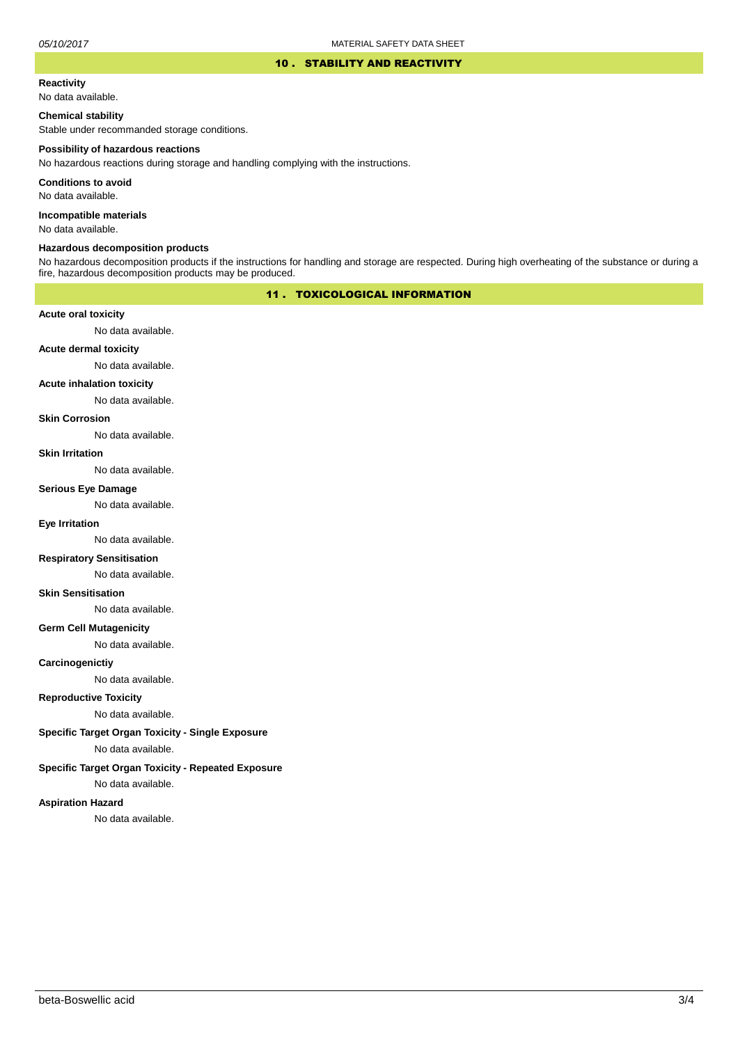## 10 . STABILITY AND REACTIVITY

**Reactivity**

No data available.

**Chemical stability**

Stable under recommanded storage conditions.

**Possibility of hazardous reactions**

No hazardous reactions during storage and handling complying with the instructions.

**Conditions to avoid**

No data available.

**Incompatible materials**

No data available.

**Hazardous decomposition products**

No hazardous decomposition products if the instructions for handling and storage are respected. During high overheating of the substance or during a fire, hazardous decomposition products may be produced.

## 11 . TOXICOLOGICAL INFORMATION

**Acute oral toxicity**

No data available.

**Acute dermal toxicity**

No data available.

**Acute inhalation toxicity**

No data available.

**Skin Corrosion**

No data available.

**Skin Irritation**

No data available.

**Serious Eye Damage**

No data available.

**Eye Irritation**

No data available.

**Respiratory Sensitisation**

No data available.

**Skin Sensitisation**

No data available.

**Germ Cell Mutagenicity**

No data available.

**Carcinogenictiy**

No data available.

**Reproductive Toxicity**

No data available.

**Specific Target Organ Toxicity - Single Exposure**

No data available.

**Specific Target Organ Toxicity - Repeated Exposure**

No data available.

**Aspiration Hazard**

No data available.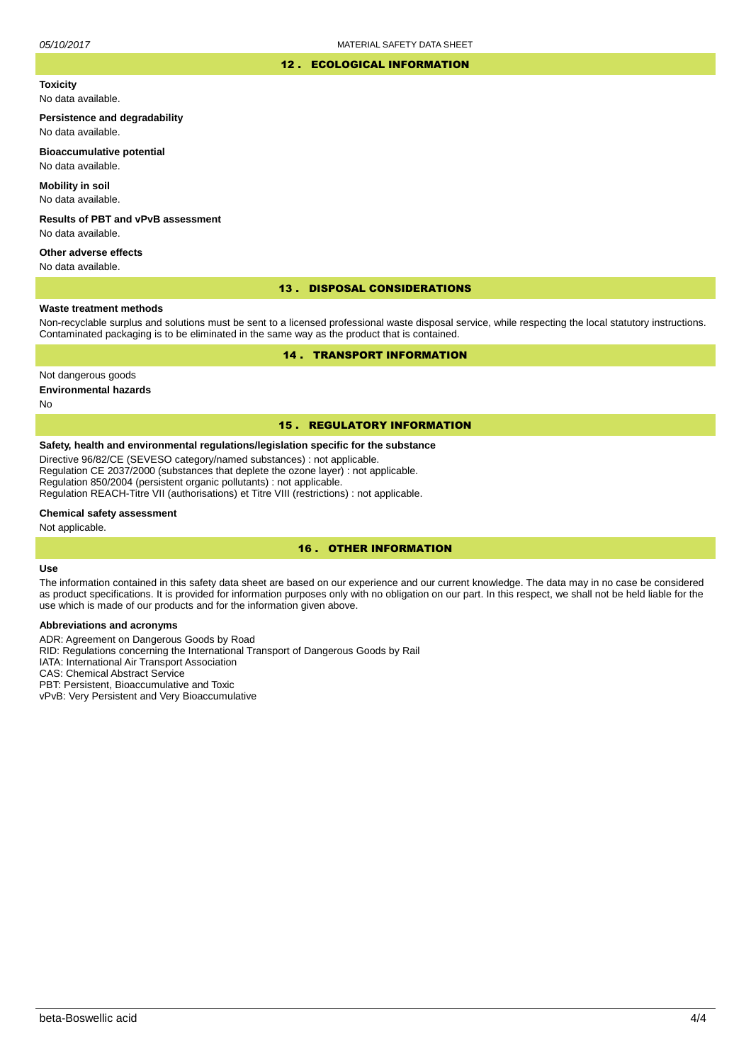## 12 . ECOLOGICAL INFORMATION

**Toxicity**

No data available.

**Persistence and degradability**

No data available.

**Bioaccumulative potential**

No data available.

**Mobility in soil**

No data available.

**Results of PBT and vPvB assessment**

No data available.

**Other adverse effects**

No data available.

## 13 . DISPOSAL CONSIDERATIONS

**Waste treatment methods**

Non-recyclable surplus and solutions must be sent to a licensed professional waste disposal service, while respecting the local statutory instructions. Contaminated packaging is to be eliminated in the same way as the product that is contained.

## 14 . TRANSPORT INFORMATION

Not dangerous goods

**Environmental hazards**

No

## 15 . REGULATORY INFORMATION

**Safety, health and environmental regulations/legislation specific for the substance**

Directive 96/82/CE (SEVESO category/named substances) : not applicable.
Regulation CE 2037/2000 (substances that deplete the ozone layer) : not applicable.
Regulation 850/2004 (persistent organic pollutants) : not applicable.
Regulation REACH-Titre VII (authorisations) et Titre VIII (restrictions) : not applicable.

**Chemical safety assessment**

Not applicable.

## 16 . OTHER INFORMATION

**Use**

The information contained in this safety data sheet are based on our experience and our current knowledge. The data may in no case be considered as product specifications. It is provided for information purposes only with no obligation on our part. In this respect, we shall not be held liable for the use which is made of our products and for the information given above.

**Abbreviations and acronyms**

ADR: Agreement on Dangerous Goods by Road
RID: Regulations concerning the International Transport of Dangerous Goods by Rail
IATA: International Air Transport Association
CAS: Chemical Abstract Service
PBT: Persistent, Bioaccumulative and Toxic
vPvB: Very Persistent and Very Bioaccumulative